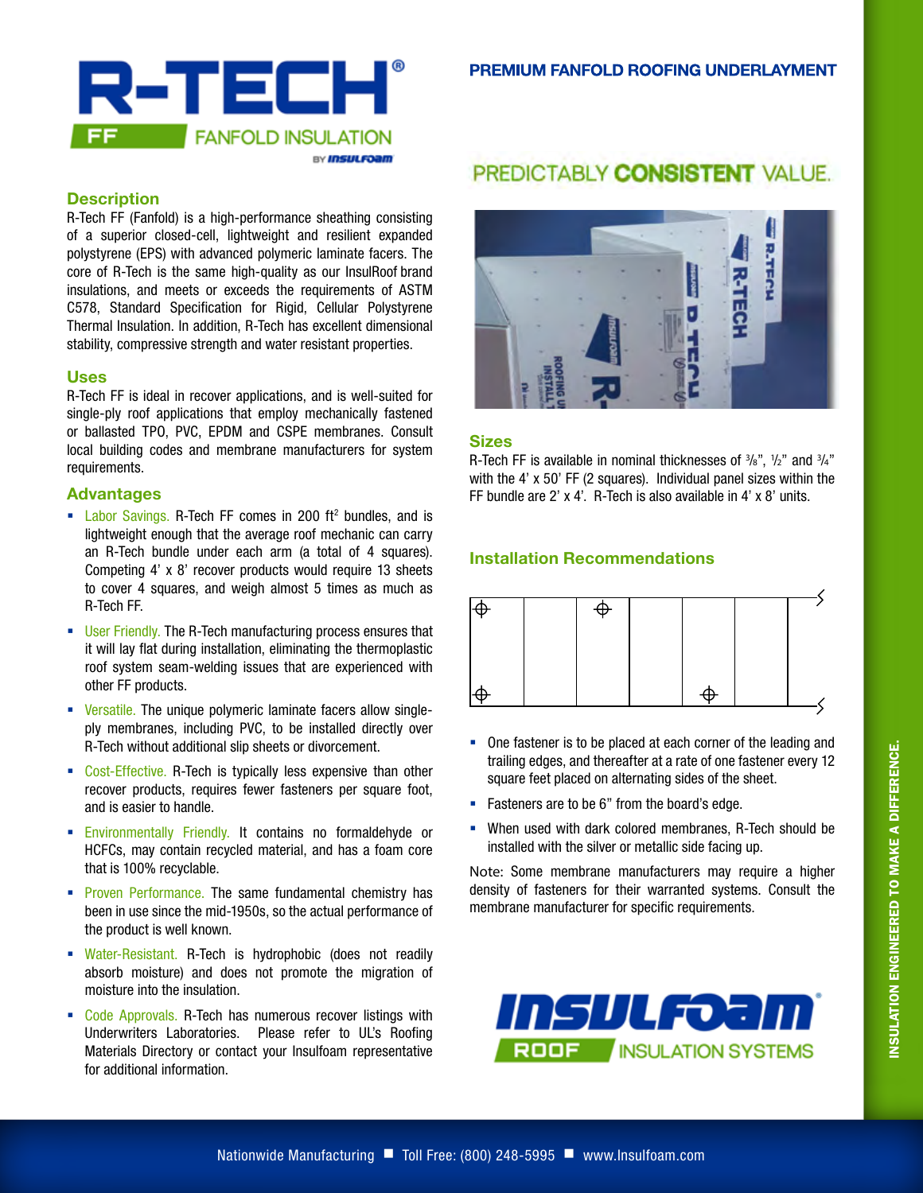# R-TECH® FF FANFOLD INSULATION

BY INSULFOAM

## PREMIUM FANFOLD ROOFING UNDERLAYMENT

## PREDICTABLY **CONSISTENT** VALUE.

## Description

R-Tech FF (Fanfold) is a high-performance sheathing consisting of a superior closed-cell, lightweight and resilient expanded polystyrene (EPS) with advanced polymeric laminate facers. The core of R-Tech is the same high-quality as our InsulRoof brand insulations, and meets or exceeds the requirements of ASTM C578, Standard Specification for Rigid, Cellular Polystyrene Thermal Insulation. In addition, R-Tech has excellent dimensional stability, compressive strength and water resistant properties.

## Uses

R-Tech FF is ideal in recover applications, and is well-suited for single-ply roof applications that employ mechanically fastened or ballasted TPO, PVC, EPDM and CSPE membranes. Consult local building codes and membrane manufacturers for system requirements.

## Advantages

- Labor Savings. R-Tech FF comes in 200 ft² bundles, and is lightweight enough that the average roof mechanic can carry an R-Tech bundle under each arm (a total of 4 squares). Competing 4' x 8' recover products would require 13 sheets to cover 4 squares, and weigh almost 5 times as much as R-Tech FF.
- User Friendly. The R-Tech manufacturing process ensures that it will lay flat during installation, eliminating the thermoplastic roof system seam-welding issues that are experienced with other FF products.
- Versatile. The unique polymeric laminate facers allow single-ply membranes, including PVC, to be installed directly over R-Tech without additional slip sheets or divorcement.
- Cost-Effective. R-Tech is typically less expensive than other recover products, requires fewer fasteners per square foot, and is easier to handle.
- Environmentally Friendly. It contains no formaldehyde or HCFCs, may contain recycled material, and has a foam core that is 100% recyclable.
- Proven Performance. The same fundamental chemistry has been in use since the mid-1950s, so the actual performance of the product is well known.
- Water-Resistant. R-Tech is hydrophobic (does not readily absorb moisture) and does not promote the migration of moisture into the insulation.
- Code Approvals. R-Tech has numerous recover listings with Underwriters Laboratories. Please refer to UL's Roofing Materials Directory or contact your Insulfoam representative for additional information.

## Sizes

R-Tech FF is available in nominal thicknesses of ⅜", ½" and ¾" with the 4' x 50' FF (2 squares). Individual panel sizes within the FF bundle are 2' x 4'. R-Tech is also available in 4' x 8' units.

## Installation Recommendations

- One fastener is to be placed at each corner of the leading and trailing edges, and thereafter at a rate of one fastener every 12 square feet placed on alternating sides of the sheet.
- Fasteners are to be 6" from the board's edge.
- When used with dark colored membranes, R-Tech should be installed with the silver or metallic side facing up.

Note: Some membrane manufacturers may require a higher density of fasteners for their warranted systems. Consult the membrane manufacturer for specific requirements.

INSULFOAM® ROOF INSULATION SYSTEMS

INSULATION ENGINEERED TO MAKE A DIFFERENCE.

Nationwide Manufacturing ■ Toll Free: (800) 248-5995 ■ www.Insulfoam.com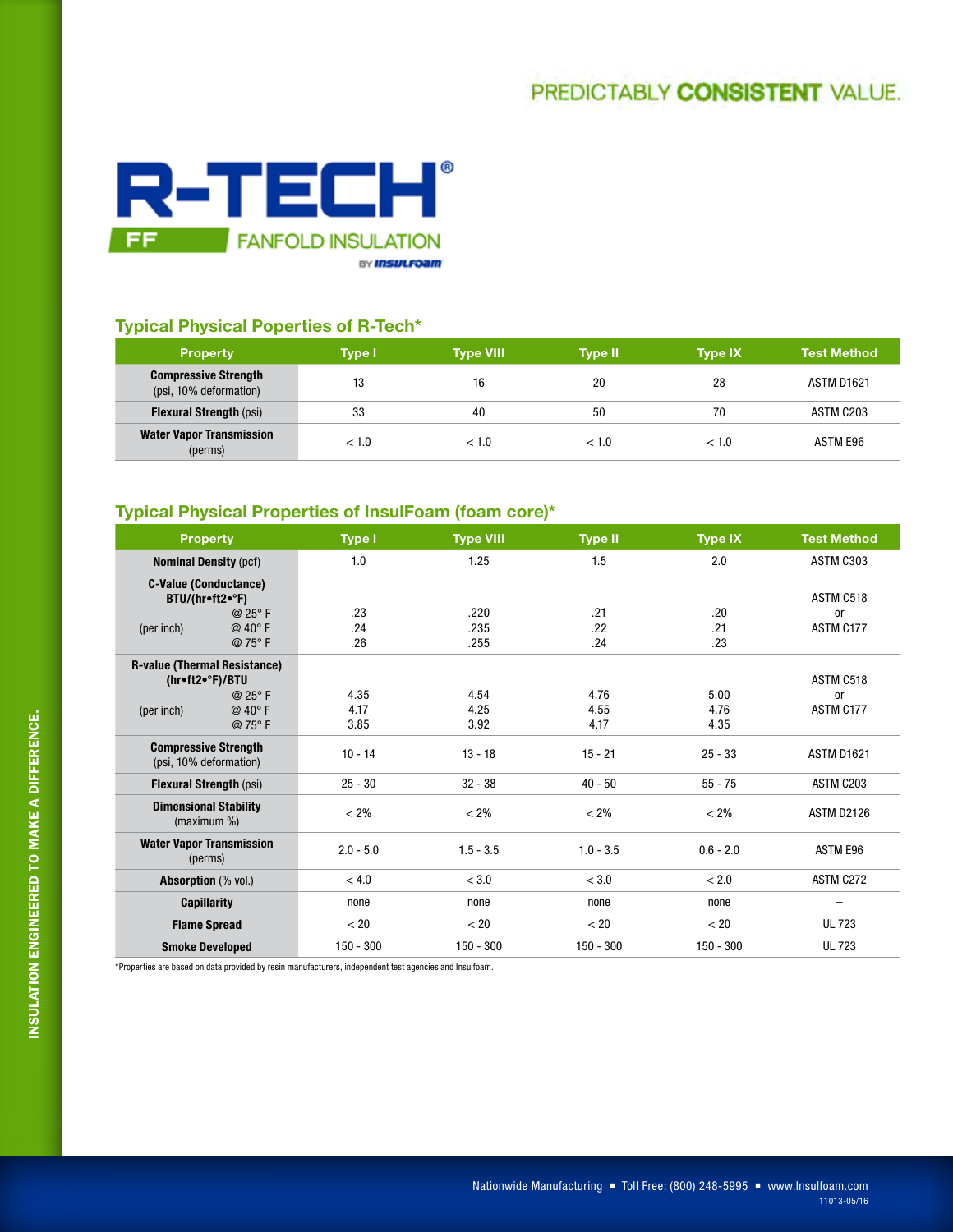PREDICTABLY **CONSISTENT** VALUE.

# R-TECH®

**FF** FANFOLD INSULATION

BY INSULFOAM

## Typical Physical Poperties of R-Tech*

| Property | Type I | Type VIII | Type II | Type IX | Test Method |
|---|---|---|---|---|---|
| **Compressive Strength** (psi, 10% deformation) | 13 | 16 | 20 | 28 | ASTM D1621 |
| **Flexural Strength** (psi) | 33 | 40 | 50 | 70 | ASTM C203 |
| **Water Vapor Transmission** (perms) | < 1.0 | < 1.0 | < 1.0 | < 1.0 | ASTM E96 |

## Typical Physical Properties of InsulFoam (foam core)*

| Property | Type I | Type VIII | Type II | Type IX | Test Method |
|---|---|---|---|---|---|
| **Nominal Density** (pcf) | 1.0 | 1.25 | 1.5 | 2.0 | ASTM C303 |
| **C-Value (Conductance) BTU/(hr•ft2•°F)** (per inch) @ 25° F | .23 | .220 | .21 | .20 | ASTM C518 or ASTM C177 |
| @ 40° F | .24 | .235 | .22 | .21 | |
| @ 75° F | .26 | .255 | .24 | .23 | |
| **R-value (Thermal Resistance) (hr•ft2•°F)/BTU** (per inch) @ 25° F | 4.35 | 4.54 | 4.76 | 5.00 | ASTM C518 or ASTM C177 |
| @ 40° F | 4.17 | 4.25 | 4.55 | 4.76 | |
| @ 75° F | 3.85 | 3.92 | 4.17 | 4.35 | |
| **Compressive Strength** (psi, 10% deformation) | 10 - 14 | 13 - 18 | 15 - 21 | 25 - 33 | ASTM D1621 |
| **Flexural Strength** (psi) | 25 - 30 | 32 - 38 | 40 - 50 | 55 - 75 | ASTM C203 |
| **Dimensional Stability** (maximum %) | < 2% | < 2% | < 2% | < 2% | ASTM D2126 |
| **Water Vapor Transmission** (perms) | 2.0 - 5.0 | 1.5 - 3.5 | 1.0 - 3.5 | 0.6 - 2.0 | ASTM E96 |
| **Absorption** (% vol.) | < 4.0 | < 3.0 | < 3.0 | < 2.0 | ASTM C272 |
| **Capillarity** | none | none | none | none | – |
| **Flame Spread** | < 20 | < 20 | < 20 | < 20 | UL 723 |
| **Smoke Developed** | 150 - 300 | 150 - 300 | 150 - 300 | 150 - 300 | UL 723 |

*Properties are based on data provided by resin manufacturers, independent test agencies and Insulfoam.

INSULATION ENGINEERED TO MAKE A DIFFERENCE.

Nationwide Manufacturing ▪ Toll Free: (800) 248-5995 ▪ www.Insulfoam.com

11013-05/16